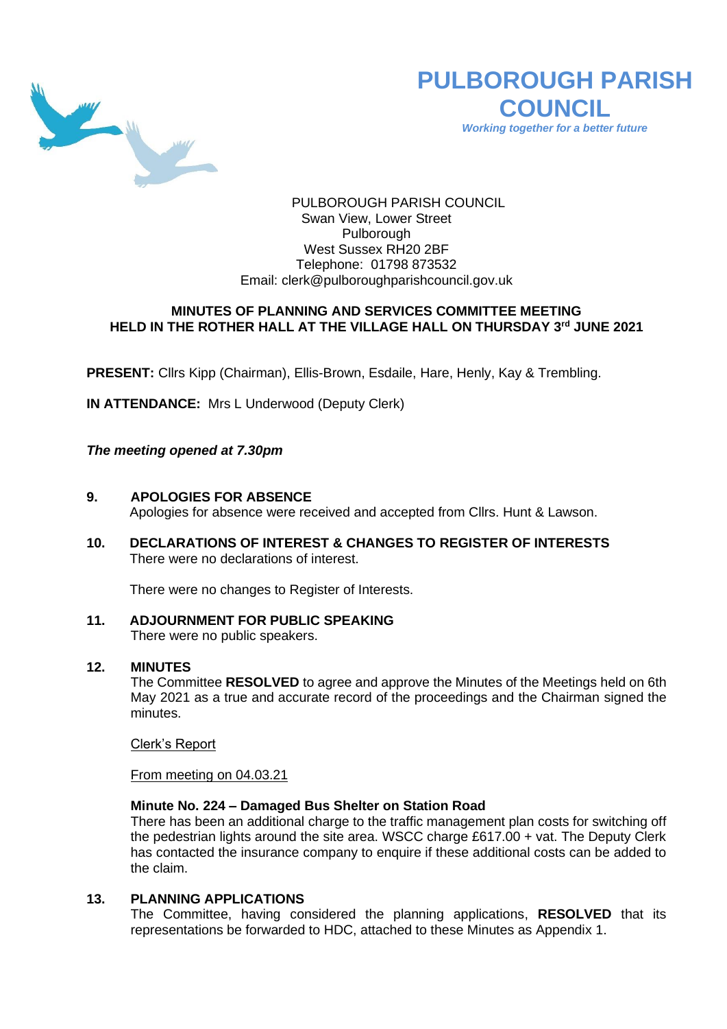# PULBOROUGH PARISH COUNCIL

*Working together for a better future*

PULBOROUGH PARISH COUNCIL
Swan View, Lower Street
Pulborough
West Sussex RH20 2BF
Telephone: 01798 873532
Email: clerk@pulboroughparishcouncil.gov.uk

**MINUTES OF PLANNING AND SERVICES COMMITTEE MEETING HELD IN THE ROTHER HALL AT THE VILLAGE HALL ON THURSDAY 3rd JUNE 2021**

**PRESENT:** Cllrs Kipp (Chairman), Ellis-Brown, Esdaile, Hare, Henly, Kay & Trembling.

**IN ATTENDANCE:** Mrs L Underwood (Deputy Clerk)

***The meeting opened at 7.30pm***

**9. APOLOGIES FOR ABSENCE**

Apologies for absence were received and accepted from Cllrs. Hunt & Lawson.

**10. DECLARATIONS OF INTEREST & CHANGES TO REGISTER OF INTERESTS**

There were no declarations of interest.

There were no changes to Register of Interests.

**11. ADJOURNMENT FOR PUBLIC SPEAKING**

There were no public speakers.

**12. MINUTES**

The Committee **RESOLVED** to agree and approve the Minutes of the Meetings held on 6th May 2021 as a true and accurate record of the proceedings and the Chairman signed the minutes.

Clerk's Report

From meeting on 04.03.21

**Minute No. 224 – Damaged Bus Shelter on Station Road**

There has been an additional charge to the traffic management plan costs for switching off the pedestrian lights around the site area. WSCC charge £617.00 + vat. The Deputy Clerk has contacted the insurance company to enquire if these additional costs can be added to the claim.

**13. PLANNING APPLICATIONS**

The Committee, having considered the planning applications, **RESOLVED** that its representations be forwarded to HDC, attached to these Minutes as Appendix 1.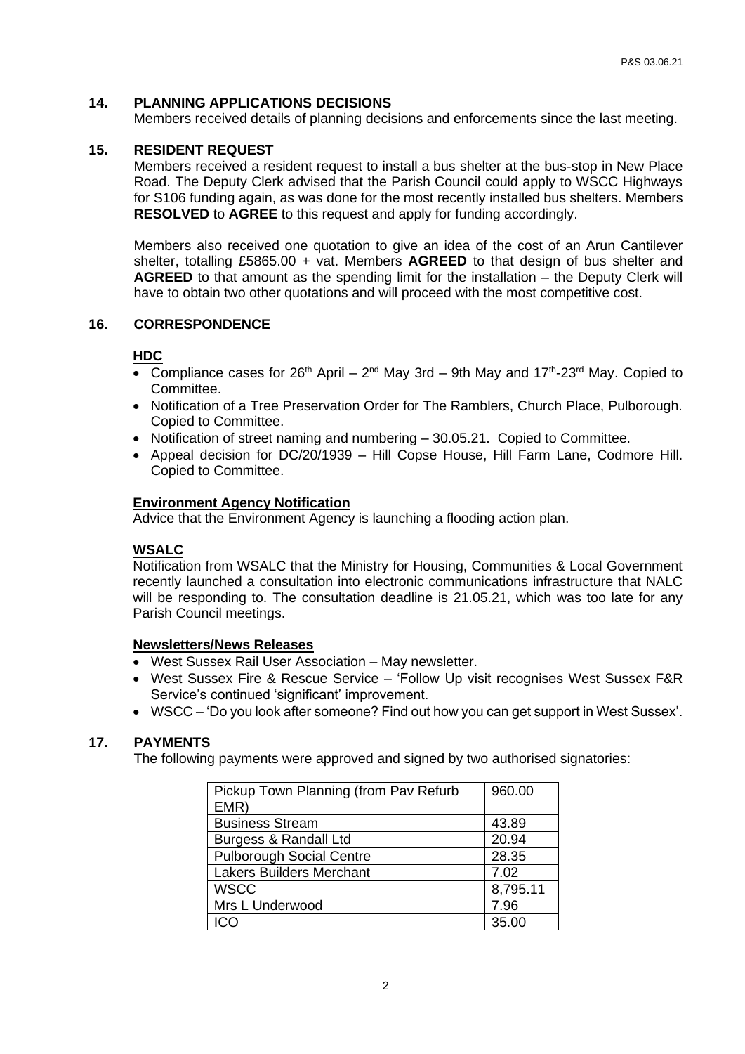## 14. PLANNING APPLICATIONS DECISIONS

Members received details of planning decisions and enforcements since the last meeting.

## 15. RESIDENT REQUEST

Members received a resident request to install a bus shelter at the bus-stop in New Place Road. The Deputy Clerk advised that the Parish Council could apply to WSCC Highways for S106 funding again, as was done for the most recently installed bus shelters. Members **RESOLVED** to **AGREE** to this request and apply for funding accordingly.

Members also received one quotation to give an idea of the cost of an Arun Cantilever shelter, totalling £5865.00 + vat. Members **AGREED** to that design of bus shelter and **AGREED** to that amount as the spending limit for the installation – the Deputy Clerk will have to obtain two other quotations and will proceed with the most competitive cost.

## 16. CORRESPONDENCE

**HDC**

- Compliance cases for 26th April – 2nd May 3rd – 9th May and 17th-23rd May. Copied to Committee.
- Notification of a Tree Preservation Order for The Ramblers, Church Place, Pulborough. Copied to Committee.
- Notification of street naming and numbering – 30.05.21. Copied to Committee.
- Appeal decision for DC/20/1939 – Hill Copse House, Hill Farm Lane, Codmore Hill. Copied to Committee.

**Environment Agency Notification**

Advice that the Environment Agency is launching a flooding action plan.

**WSALC**

Notification from WSALC that the Ministry for Housing, Communities & Local Government recently launched a consultation into electronic communications infrastructure that NALC will be responding to. The consultation deadline is 21.05.21, which was too late for any Parish Council meetings.

**Newsletters/News Releases**

- West Sussex Rail User Association – May newsletter.
- West Sussex Fire & Rescue Service – 'Follow Up visit recognises West Sussex F&R Service's continued 'significant' improvement.
- WSCC – 'Do you look after someone? Find out how you can get support in West Sussex'.

## 17. PAYMENTS

The following payments were approved and signed by two authorised signatories:

| | |
|---|---|
| Pickup Town Planning (from Pav Refurb EMR) | 960.00 |
| Business Stream | 43.89 |
| Burgess & Randall Ltd | 20.94 |
| Pulborough Social Centre | 28.35 |
| Lakers Builders Merchant | 7.02 |
| WSCC | 8,795.11 |
| Mrs L Underwood | 7.96 |
| ICO | 35.00 |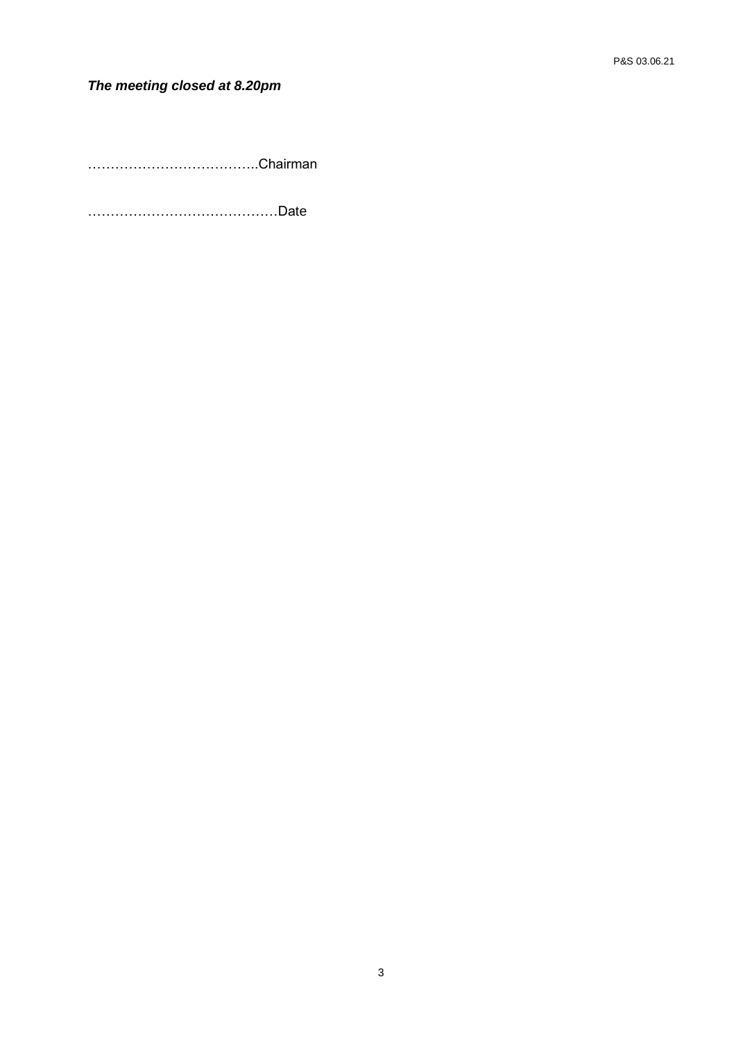***The meeting closed at 8.20pm***

………………………………..Chairman

……………………………………Date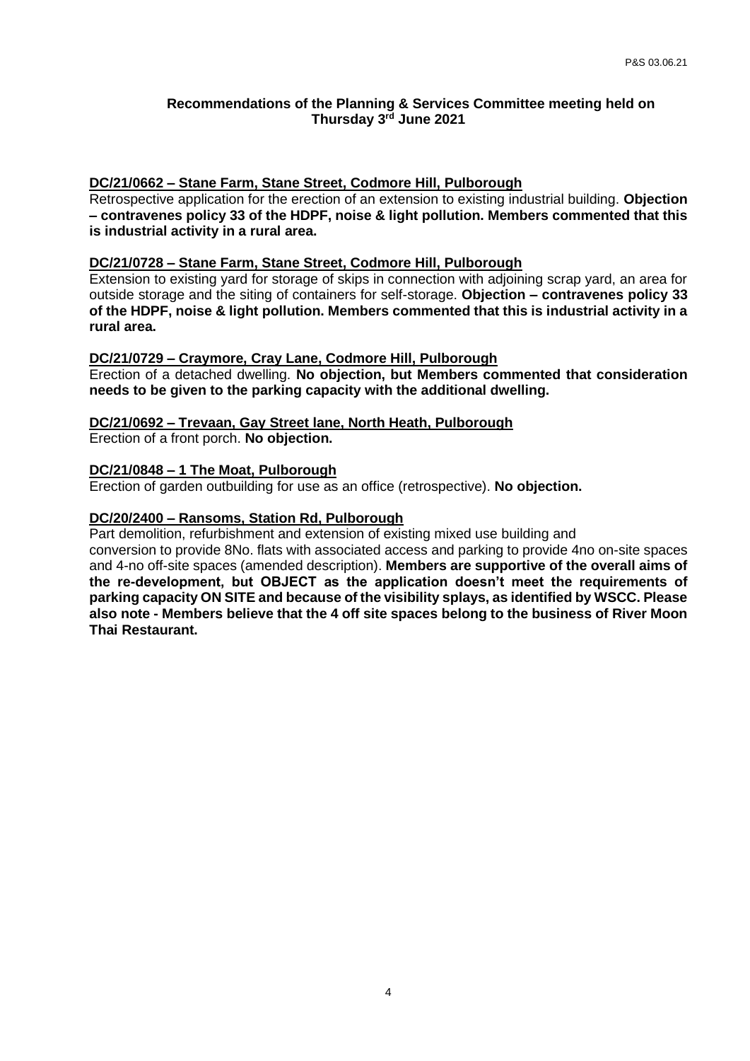**Recommendations of the Planning & Services Committee meeting held on Thursday 3rd June 2021**

**DC/21/0662 – Stane Farm, Stane Street, Codmore Hill, Pulborough**

Retrospective application for the erection of an extension to existing industrial building. **Objection – contravenes policy 33 of the HDPF, noise & light pollution. Members commented that this is industrial activity in a rural area.**

**DC/21/0728 – Stane Farm, Stane Street, Codmore Hill, Pulborough**

Extension to existing yard for storage of skips in connection with adjoining scrap yard, an area for outside storage and the siting of containers for self-storage. **Objection – contravenes policy 33 of the HDPF, noise & light pollution. Members commented that this is industrial activity in a rural area.**

**DC/21/0729 – Craymore, Cray Lane, Codmore Hill, Pulborough**

Erection of a detached dwelling. **No objection, but Members commented that consideration needs to be given to the parking capacity with the additional dwelling.**

**DC/21/0692 – Trevaan, Gay Street lane, North Heath, Pulborough**

Erection of a front porch. **No objection.**

**DC/21/0848 – 1 The Moat, Pulborough**

Erection of garden outbuilding for use as an office (retrospective). **No objection.**

**DC/20/2400 – Ransoms, Station Rd, Pulborough**

Part demolition, refurbishment and extension of existing mixed use building and conversion to provide 8No. flats with associated access and parking to provide 4no on-site spaces and 4-no off-site spaces (amended description). **Members are supportive of the overall aims of the re-development, but OBJECT as the application doesn't meet the requirements of parking capacity ON SITE and because of the visibility splays, as identified by WSCC. Please also note - Members believe that the 4 off site spaces belong to the business of River Moon Thai Restaurant.**